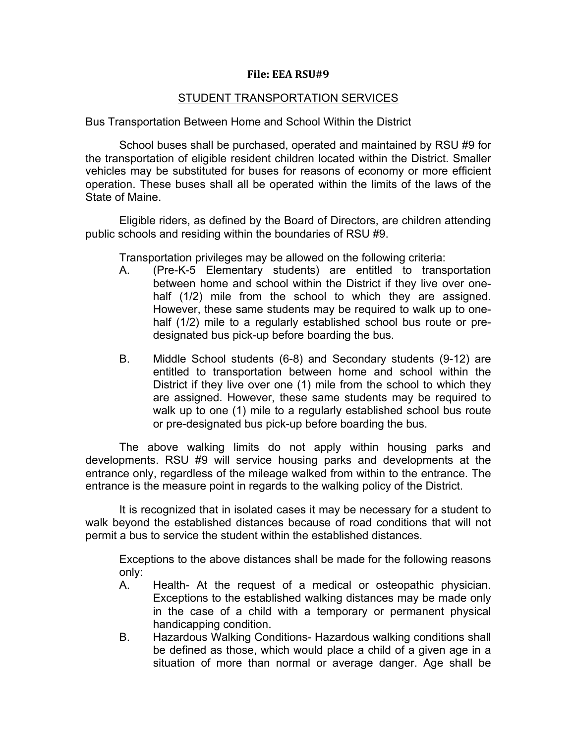**File: EEA RSU#9**

## STUDENT TRANSPORTATION SERVICES

Bus Transportation Between Home and School Within the District

School buses shall be purchased, operated and maintained by RSU #9 for the transportation of eligible resident children located within the District. Smaller vehicles may be substituted for buses for reasons of economy or more efficient operation. These buses shall all be operated within the limits of the laws of the State of Maine.

Eligible riders, as defined by the Board of Directors, are children attending public schools and residing within the boundaries of RSU #9.

Transportation privileges may be allowed on the following criteria:

A. (Pre-K-5 Elementary students) are entitled to transportation between home and school within the District if they live over one-half (1/2) mile from the school to which they are assigned. However, these same students may be required to walk up to one-half (1/2) mile to a regularly established school bus route or pre-designated bus pick-up before boarding the bus.

B. Middle School students (6-8) and Secondary students (9-12) are entitled to transportation between home and school within the District if they live over one (1) mile from the school to which they are assigned. However, these same students may be required to walk up to one (1) mile to a regularly established school bus route or pre-designated bus pick-up before boarding the bus.

The above walking limits do not apply within housing parks and developments. RSU #9 will service housing parks and developments at the entrance only, regardless of the mileage walked from within to the entrance. The entrance is the measure point in regards to the walking policy of the District.

It is recognized that in isolated cases it may be necessary for a student to walk beyond the established distances because of road conditions that will not permit a bus to service the student within the established distances.

Exceptions to the above distances shall be made for the following reasons only:

A. Health- At the request of a medical or osteopathic physician. Exceptions to the established walking distances may be made only in the case of a child with a temporary or permanent physical handicapping condition.

B. Hazardous Walking Conditions- Hazardous walking conditions shall be defined as those, which would place a child of a given age in a situation of more than normal or average danger. Age shall be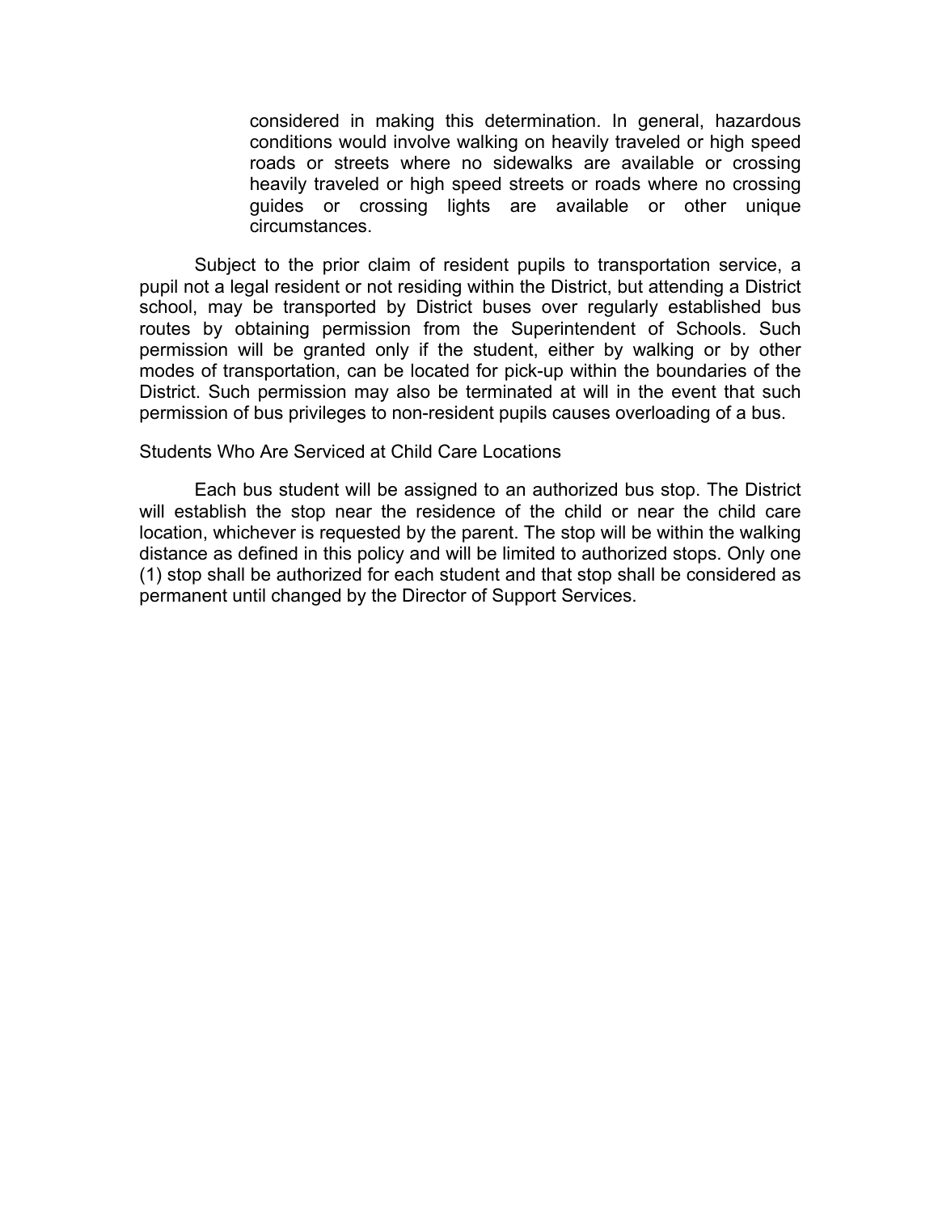considered in making this determination. In general, hazardous conditions would involve walking on heavily traveled or high speed roads or streets where no sidewalks are available or crossing heavily traveled or high speed streets or roads where no crossing guides or crossing lights are available or other unique circumstances.

Subject to the prior claim of resident pupils to transportation service, a pupil not a legal resident or not residing within the District, but attending a District school, may be transported by District buses over regularly established bus routes by obtaining permission from the Superintendent of Schools. Such permission will be granted only if the student, either by walking or by other modes of transportation, can be located for pick-up within the boundaries of the District. Such permission may also be terminated at will in the event that such permission of bus privileges to non-resident pupils causes overloading of a bus.

Students Who Are Serviced at Child Care Locations

Each bus student will be assigned to an authorized bus stop. The District will establish the stop near the residence of the child or near the child care location, whichever is requested by the parent. The stop will be within the walking distance as defined in this policy and will be limited to authorized stops. Only one (1) stop shall be authorized for each student and that stop shall be considered as permanent until changed by the Director of Support Services.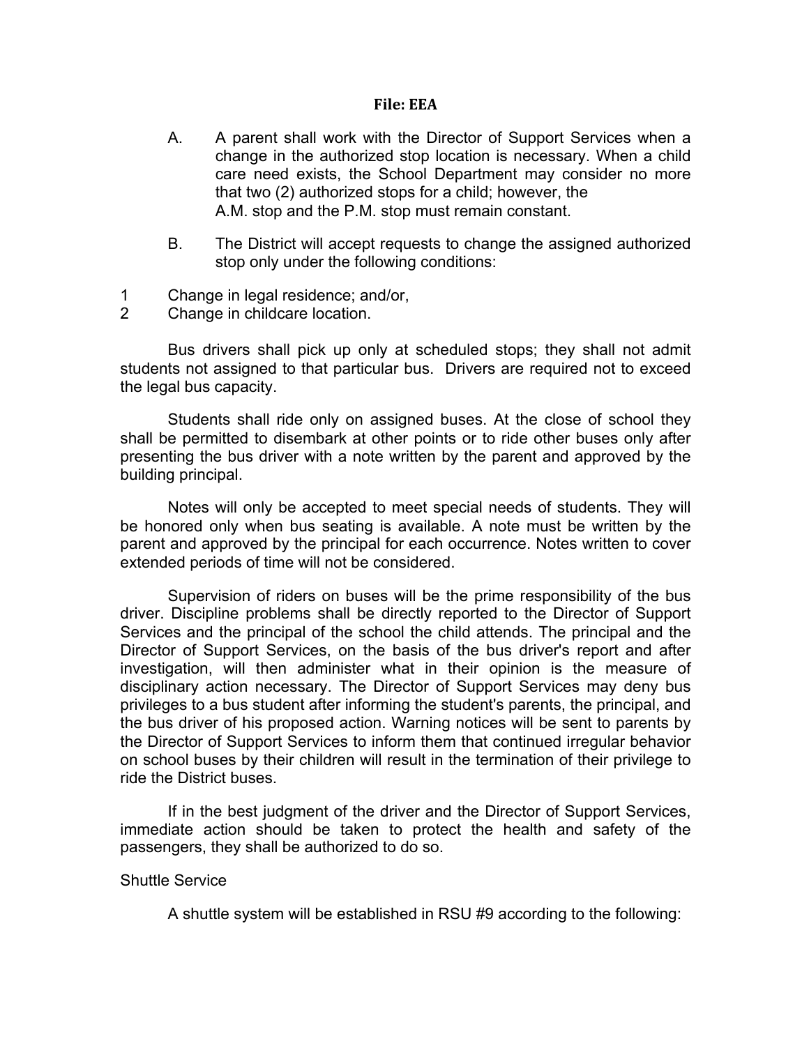**File: EEA**

A. A parent shall work with the Director of Support Services when a change in the authorized stop location is necessary. When a child care need exists, the School Department may consider no more that two (2) authorized stops for a child; however, the A.M. stop and the P.M. stop must remain constant.

B. The District will accept requests to change the assigned authorized stop only under the following conditions:

1 Change in legal residence; and/or,
2 Change in childcare location.

Bus drivers shall pick up only at scheduled stops; they shall not admit students not assigned to that particular bus. Drivers are required not to exceed the legal bus capacity.

Students shall ride only on assigned buses. At the close of school they shall be permitted to disembark at other points or to ride other buses only after presenting the bus driver with a note written by the parent and approved by the building principal.

Notes will only be accepted to meet special needs of students. They will be honored only when bus seating is available. A note must be written by the parent and approved by the principal for each occurrence. Notes written to cover extended periods of time will not be considered.

Supervision of riders on buses will be the prime responsibility of the bus driver. Discipline problems shall be directly reported to the Director of Support Services and the principal of the school the child attends. The principal and the Director of Support Services, on the basis of the bus driver's report and after investigation, will then administer what in their opinion is the measure of disciplinary action necessary. The Director of Support Services may deny bus privileges to a bus student after informing the student's parents, the principal, and the bus driver of his proposed action. Warning notices will be sent to parents by the Director of Support Services to inform them that continued irregular behavior on school buses by their children will result in the termination of their privilege to ride the District buses.

If in the best judgment of the driver and the Director of Support Services, immediate action should be taken to protect the health and safety of the passengers, they shall be authorized to do so.

Shuttle Service

A shuttle system will be established in RSU #9 according to the following: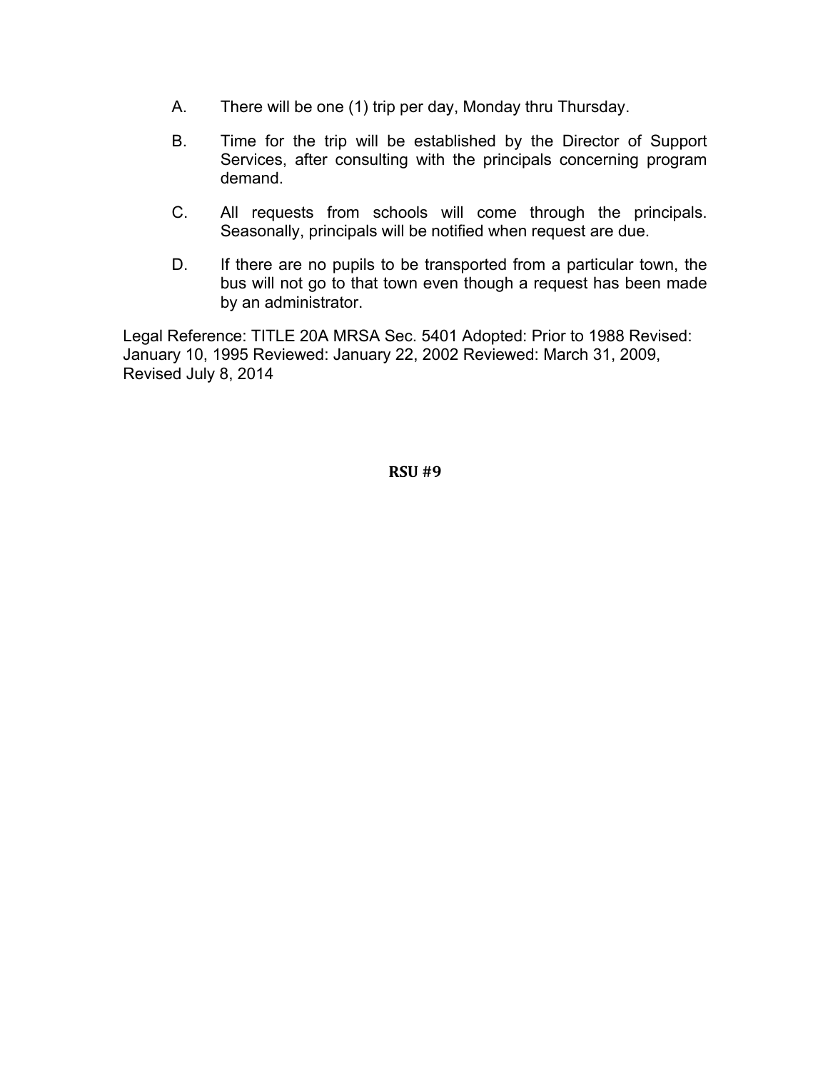A. There will be one (1) trip per day, Monday thru Thursday.

B. Time for the trip will be established by the Director of Support Services, after consulting with the principals concerning program demand.

C. All requests from schools will come through the principals. Seasonally, principals will be notified when request are due.

D. If there are no pupils to be transported from a particular town, the bus will not go to that town even though a request has been made by an administrator.

Legal Reference: TITLE 20A MRSA Sec. 5401 Adopted: Prior to 1988 Revised: January 10, 1995 Reviewed: January 22, 2002 Reviewed: March 31, 2009, Revised July 8, 2014

**RSU #9**